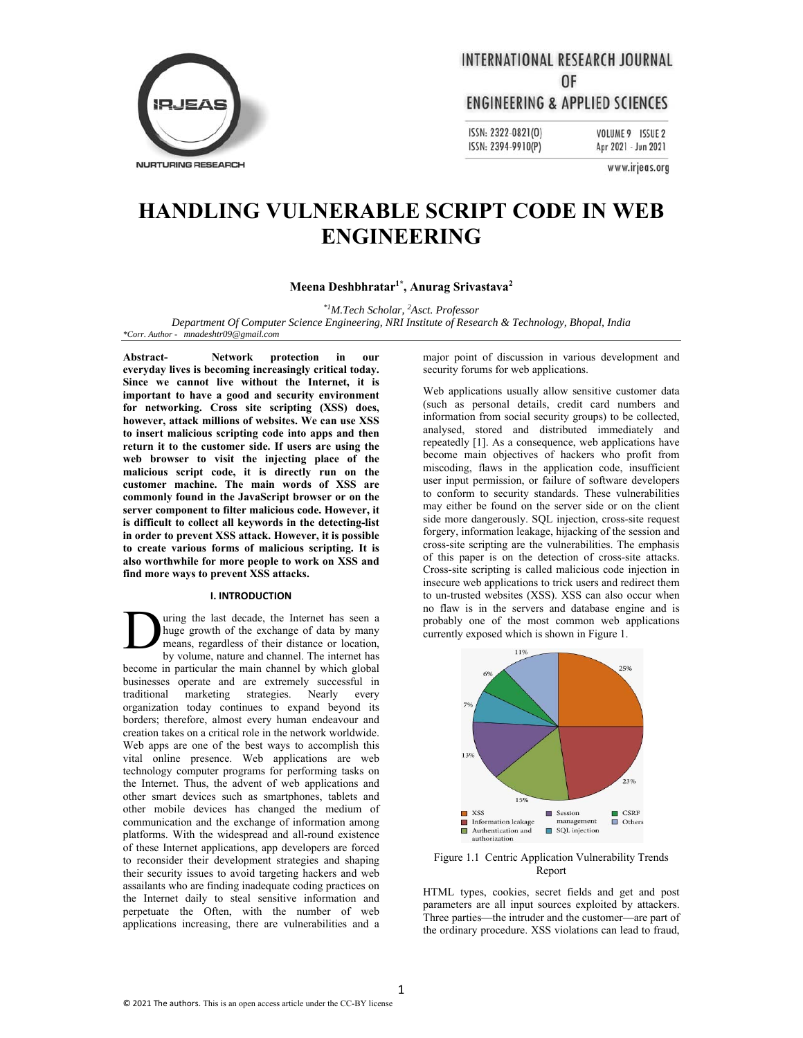# HANDLING VULNERABLE SCRIPT CODE IN WEB ENGINEERING

**Meena Deshbhratar[1*], Anurag Srivastava[2]**

*[*1]M.Tech Scholar, [2]Asct. Professor*

*Department Of Computer Science Engineering, NRI Institute of Research & Technology, Bhopal, India*

*\*Corr. Author - mnadeshtr09@gmail.com*

**Abstract- Network protection in our everyday lives is becoming increasingly critical today. Since we cannot live without the Internet, it is important to have a good and security environment for networking. Cross site scripting (XSS) does, however, attack millions of websites. We can use XSS to insert malicious scripting code into apps and then return it to the customer side. If users are using the web browser to visit the injecting place of the malicious script code, it is directly run on the customer machine. The main words of XSS are commonly found in the JavaScript browser or on the server component to filter malicious code. However, it is difficult to collect all keywords in the detecting-list in order to prevent XSS attack. However, it is possible to create various forms of malicious scripting. It is also worthwhile for more people to work on XSS and find more ways to prevent XSS attacks.**

## I. INTRODUCTION

During the last decade, the Internet has seen a huge growth of the exchange of data by many means, regardless of their distance or location, by volume, nature and channel. The internet has become in particular the main channel by which global businesses operate and are extremely successful in traditional marketing strategies. Nearly every organization today continues to expand beyond its borders; therefore, almost every human endeavour and creation takes on a critical role in the network worldwide. Web apps are one of the best ways to accomplish this vital online presence. Web applications are web technology computer programs for performing tasks on the Internet. Thus, the advent of web applications and other smart devices such as smartphones, tablets and other mobile devices has changed the medium of communication and the exchange of information among platforms. With the widespread and all-round existence of these Internet applications, app developers are forced to reconsider their development strategies and shaping their security issues to avoid targeting hackers and web assailants who are finding inadequate coding practices on the Internet daily to steal sensitive information and perpetuate the Often, with the number of web applications increasing, there are vulnerabilities and a major point of discussion in various development and security forums for web applications.

Web applications usually allow sensitive customer data (such as personal details, credit card numbers and information from social security groups) to be collected, analysed, stored and distributed immediately and repeatedly [1]. As a consequence, web applications have become main objectives of hackers who profit from miscoding, flaws in the application code, insufficient user input permission, or failure of software developers to conform to security standards. These vulnerabilities may either be found on the server side or on the client side more dangerously. SQL injection, cross-site request forgery, information leakage, hijacking of the session and cross-site scripting are the vulnerabilities. The emphasis of this paper is on the detection of cross-site attacks. Cross-site scripting is called malicious code injection in insecure web applications to trick users and redirect them to un-trusted websites (XSS). XSS can also occur when no flaw is in the servers and database engine and is probably one of the most common web applications currently exposed which is shown in Figure 1.

Figure 1.1 Centric Application Vulnerability Trends Report

HTML types, cookies, secret fields and get and post parameters are all input sources exploited by attackers. Three parties—the intruder and the customer—are part of the ordinary procedure. XSS violations can lead to fraud,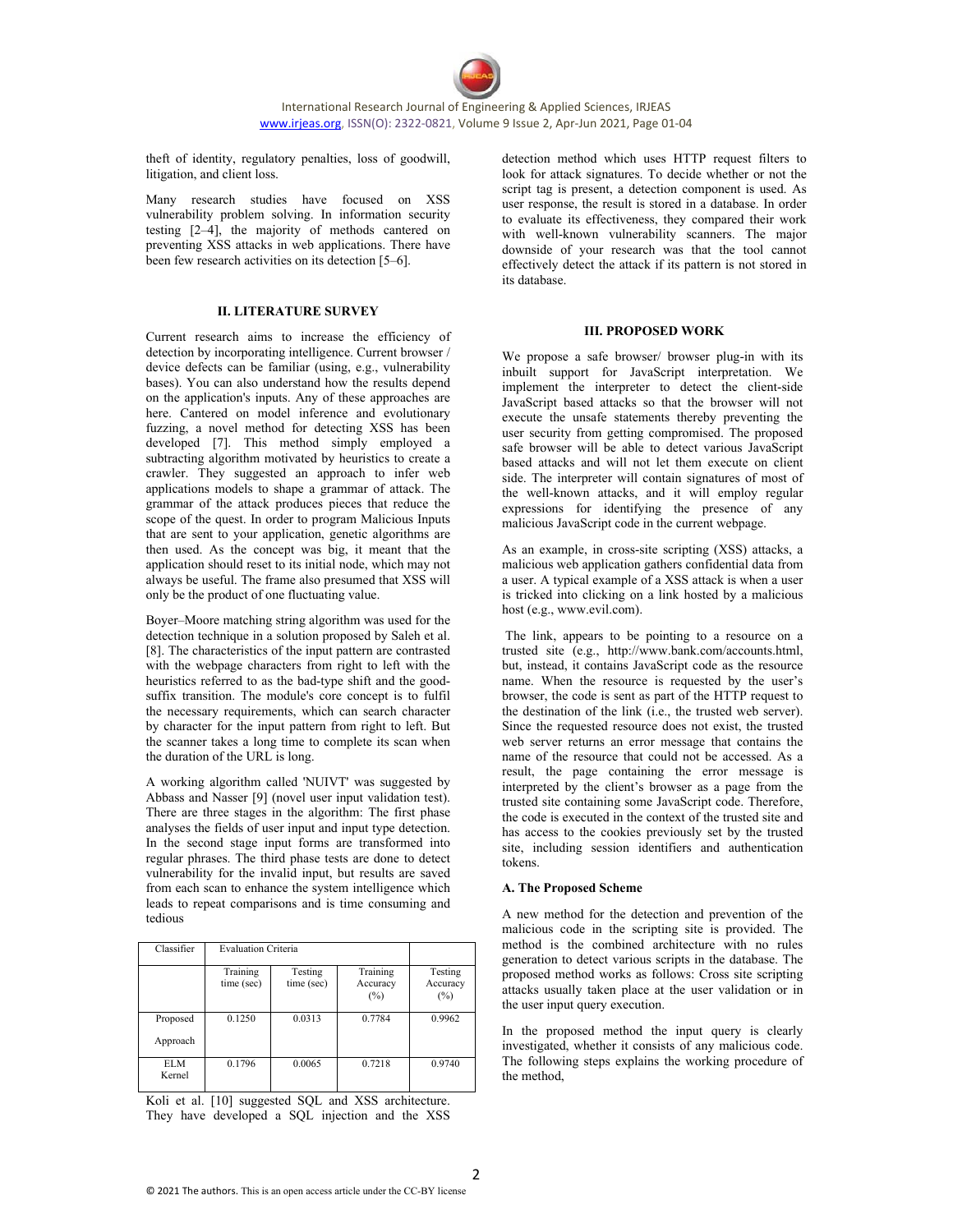theft of identity, regulatory penalties, loss of goodwill, litigation, and client loss.

Many research studies have focused on XSS vulnerability problem solving. In information security testing [2–4], the majority of methods cantered on preventing XSS attacks in web applications. There have been few research activities on its detection [5–6].

## II. LITERATURE SURVEY

Current research aims to increase the efficiency of detection by incorporating intelligence. Current browser / device defects can be familiar (using, e.g., vulnerability bases). You can also understand how the results depend on the application's inputs. Any of these approaches are here. Cantered on model inference and evolutionary fuzzing, a novel method for detecting XSS has been developed [7]. This method simply employed a subtracting algorithm motivated by heuristics to create a crawler. They suggested an approach to infer web applications models to shape a grammar of attack. The grammar of the attack produces pieces that reduce the scope of the quest. In order to program Malicious Inputs that are sent to your application, genetic algorithms are then used. As the concept was big, it meant that the application should reset to its initial node, which may not always be useful. The frame also presumed that XSS will only be the product of one fluctuating value.

Boyer–Moore matching string algorithm was used for the detection technique in a solution proposed by Saleh et al. [8]. The characteristics of the input pattern are contrasted with the webpage characters from right to left with the heuristics referred to as the bad-type shift and the good-suffix transition. The module's core concept is to fulfil the necessary requirements, which can search character by character for the input pattern from right to left. But the scanner takes a long time to complete its scan when the duration of the URL is long.

A working algorithm called 'NUIVT' was suggested by Abbass and Nasser [9] (novel user input validation test). There are three stages in the algorithm: The first phase analyses the fields of user input and input type detection. In the second stage input forms are transformed into regular phrases. The third phase tests are done to detect vulnerability for the invalid input, but results are saved from each scan to enhance the system intelligence which leads to repeat comparisons and is time consuming and tedious

| Classifier | Evaluation Criteria | | | |
|---|---|---|---|---|
| | Training time (sec) | Testing time (sec) | Training Accuracy (%) | Testing Accuracy (%) |
| Proposed Approach | 0.1250 | 0.0313 | 0.7784 | 0.9962 |
| ELM Kernel | 0.1796 | 0.0065 | 0.7218 | 0.9740 |

Koli et al. [10] suggested SQL and XSS architecture. They have developed a SQL injection and the XSS detection method which uses HTTP request filters to look for attack signatures. To decide whether or not the script tag is present, a detection component is used. As user response, the result is stored in a database. In order to evaluate its effectiveness, they compared their work with well-known vulnerability scanners. The major downside of your research was that the tool cannot effectively detect the attack if its pattern is not stored in its database.

## III. PROPOSED WORK

We propose a safe browser/ browser plug-in with its inbuilt support for JavaScript interpretation. We implement the interpreter to detect the client-side JavaScript based attacks so that the browser will not execute the unsafe statements thereby preventing the user security from getting compromised. The proposed safe browser will be able to detect various JavaScript based attacks and will not let them execute on client side. The interpreter will contain signatures of most of the well-known attacks, and it will employ regular expressions for identifying the presence of any malicious JavaScript code in the current webpage.

As an example, in cross-site scripting (XSS) attacks, a malicious web application gathers confidential data from a user. A typical example of a XSS attack is when a user is tricked into clicking on a link hosted by a malicious host (e.g., www.evil.com).

The link, appears to be pointing to a resource on a trusted site (e.g., http://www.bank.com/accounts.html, but, instead, it contains JavaScript code as the resource name. When the resource is requested by the user's browser, the code is sent as part of the HTTP request to the destination of the link (i.e., the trusted web server). Since the requested resource does not exist, the trusted web server returns an error message that contains the name of the resource that could not be accessed. As a result, the page containing the error message is interpreted by the client's browser as a page from the trusted site containing some JavaScript code. Therefore, the code is executed in the context of the trusted site and has access to the cookies previously set by the trusted site, including session identifiers and authentication tokens.

### A. The Proposed Scheme

A new method for the detection and prevention of the malicious code in the scripting site is provided. The method is the combined architecture with no rules generation to detect various scripts in the database. The proposed method works as follows: Cross site scripting attacks usually taken place at the user validation or in the user input query execution.

In the proposed method the input query is clearly investigated, whether it consists of any malicious code. The following steps explains the working procedure of the method,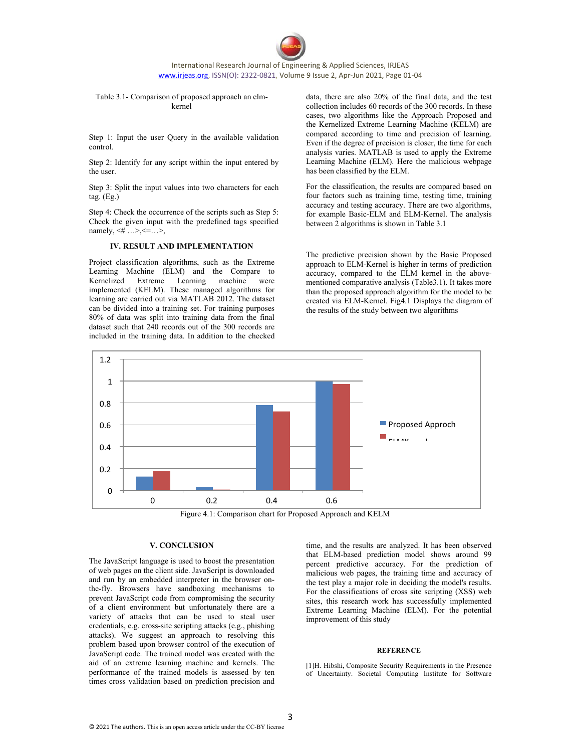Table 3.1- Comparison of proposed approach an elm-kernel

Step 1: Input the user Query in the available validation control.

Step 2: Identify for any script within the input entered by the user.

Step 3: Split the input values into two characters for each tag. (Eg.)

Step 4: Check the occurrence of the scripts such as Step 5: Check the given input with the predefined tags specified namely, <# …>,<=…>,

## IV. RESULT AND IMPLEMENTATION

Project classification algorithms, such as the Extreme Learning Machine (ELM) and the Compare to Kernelized Extreme Learning machine were implemented (KELM). These managed algorithms for learning are carried out via MATLAB 2012. The dataset can be divided into a training set. For training purposes 80% of data was split into training data from the final dataset such that 240 records out of the 300 records are included in the training data. In addition to the checked data, there are also 20% of the final data, and the test collection includes 60 records of the 300 records. In these cases, two algorithms like the Approach Proposed and the Kernelized Extreme Learning Machine (KELM) are compared according to time and precision of learning. Even if the degree of precision is closer, the time for each analysis varies. MATLAB is used to apply the Extreme Learning Machine (ELM). Here the malicious webpage has been classified by the ELM.

For the classification, the results are compared based on four factors such as training time, testing time, training accuracy and testing accuracy. There are two algorithms, for example Basic-ELM and ELM-Kernel. The analysis between 2 algorithms is shown in Table 3.1

The predictive precision shown by the Basic Proposed approach to ELM-Kernel is higher in terms of prediction accuracy, compared to the ELM kernel in the above-mentioned comparative analysis (Table3.1). It takes more than the proposed approach algorithm for the model to be created via ELM-Kernel. Fig4.1 Displays the diagram of the results of the study between two algorithms

Figure 4.1: Comparison chart for Proposed Approach and KELM

## V. CONCLUSION

The JavaScript language is used to boost the presentation of web pages on the client side. JavaScript is downloaded and run by an embedded interpreter in the browser on-the-fly. Browsers have sandboxing mechanisms to prevent JavaScript code from compromising the security of a client environment but unfortunately there are a variety of attacks that can be used to steal user credentials, e.g. cross-site scripting attacks (e.g., phishing attacks). We suggest an approach to resolving this problem based upon browser control of the execution of JavaScript code. The trained model was created with the aid of an extreme learning machine and kernels. The performance of the trained models is assessed by ten times cross validation based on prediction precision and time, and the results are analyzed. It has been observed that ELM-based prediction model shows around 99 percent predictive accuracy. For the prediction of malicious web pages, the training time and accuracy of the test play a major role in deciding the model's results. For the classifications of cross site scripting (XSS) web sites, this research work has successfully implemented Extreme Learning Machine (ELM). For the potential improvement of this study

## REFERENCE

[1]H. Hibshi, Composite Security Requirements in the Presence of Uncertainty. Societal Computing Institute for Software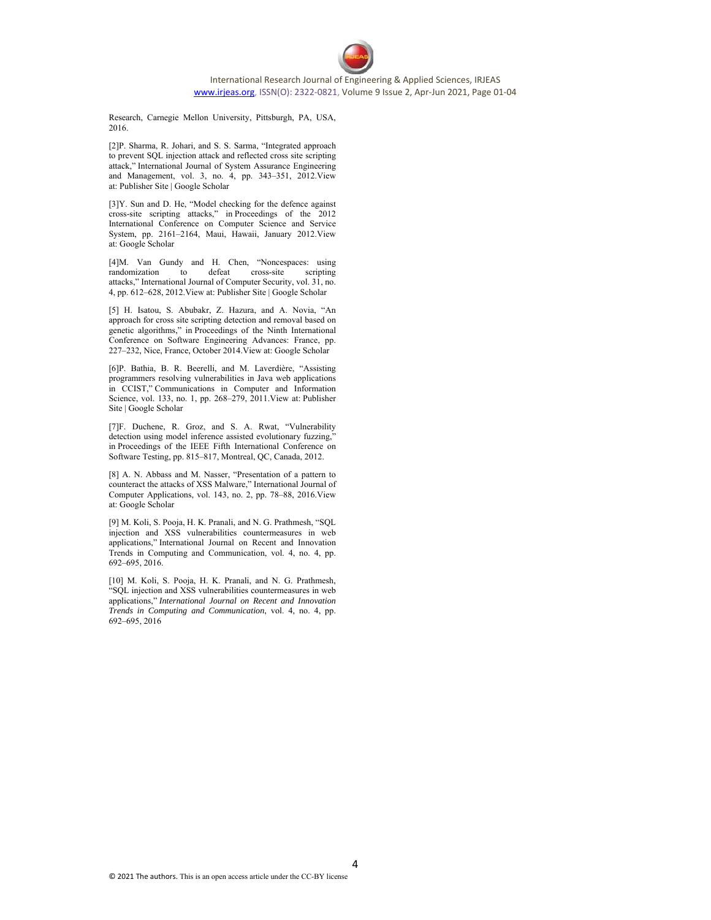Research, Carnegie Mellon University, Pittsburgh, PA, USA, 2016.

[2]P. Sharma, R. Johari, and S. S. Sarma, "Integrated approach to prevent SQL injection attack and reflected cross site scripting attack," International Journal of System Assurance Engineering and Management, vol. 3, no. 4, pp. 343–351, 2012.View at: Publisher Site | Google Scholar

[3]Y. Sun and D. He, "Model checking for the defence against cross-site scripting attacks," in Proceedings of the 2012 International Conference on Computer Science and Service System, pp. 2161–2164, Maui, Hawaii, January 2012.View at: Google Scholar

[4]M. Van Gundy and H. Chen, "Noncespaces: using randomization to defeat cross-site scripting attacks," International Journal of Computer Security, vol. 31, no. 4, pp. 612–628, 2012.View at: Publisher Site | Google Scholar

[5] H. Isatou, S. Abubakr, Z. Hazura, and A. Novia, "An approach for cross site scripting detection and removal based on genetic algorithms," in Proceedings of the Ninth International Conference on Software Engineering Advances: France, pp. 227–232, Nice, France, October 2014.View at: Google Scholar

[6]P. Bathia, B. R. Beerelli, and M. Laverdière, "Assisting programmers resolving vulnerabilities in Java web applications in CCIST," Communications in Computer and Information Science, vol. 133, no. 1, pp. 268–279, 2011.View at: Publisher Site | Google Scholar

[7]F. Duchene, R. Groz, and S. A. Rwat, "Vulnerability detection using model inference assisted evolutionary fuzzing," in Proceedings of the IEEE Fifth International Conference on Software Testing, pp. 815–817, Montreal, QC, Canada, 2012.

[8] A. N. Abbass and M. Nasser, "Presentation of a pattern to counteract the attacks of XSS Malware," International Journal of Computer Applications, vol. 143, no. 2, pp. 78–88, 2016.View at: Google Scholar

[9] M. Koli, S. Pooja, H. K. Pranali, and N. G. Prathmesh, "SQL injection and XSS vulnerabilities countermeasures in web applications," International Journal on Recent and Innovation Trends in Computing and Communication, vol. 4, no. 4, pp. 692–695, 2016.

[10] M. Koli, S. Pooja, H. K. Pranali, and N. G. Prathmesh, "SQL injection and XSS vulnerabilities countermeasures in web applications," *International Journal on Recent and Innovation Trends in Computing and Communication*, vol. 4, no. 4, pp. 692–695, 2016

© 2021 The authors. This is an open access article under the CC-BY license